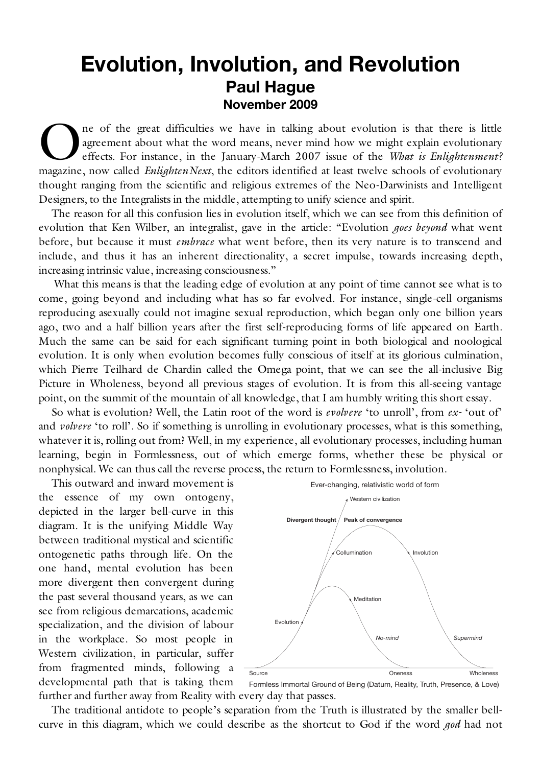# Evolution, Involution, and Revolution

## Paul Hague

### November 2009

One of the great difficulties we have in talking about evolution is that there is little agreement about what the word means, never mind how we might explain evolutionary effects. For instance, in the January-March 2007 issue of the *What is Enlightenment?* magazine, now called *EnlightenNext*, the editors identified at least twelve schools of evolutionary thought ranging from the scientific and religious extremes of the Neo-Darwinists and Intelligent Designers, to the Integralists in the middle, attempting to unify science and spirit.

The reason for all this confusion lies in evolution itself, which we can see from this definition of evolution that Ken Wilber, an integralist, gave in the article: "Evolution *goes beyond* what went before, but because it must *embrace* what went before, then its very nature is to transcend and include, and thus it has an inherent directionality, a secret impulse, towards increasing depth, increasing intrinsic value, increasing consciousness."

What this means is that the leading edge of evolution at any point of time cannot see what is to come, going beyond and including what has so far evolved. For instance, single-cell organisms reproducing asexually could not imagine sexual reproduction, which began only one billion years ago, two and a half billion years after the first self-reproducing forms of life appeared on Earth. Much the same can be said for each significant turning point in both biological and noological evolution. It is only when evolution becomes fully conscious of itself at its glorious culmination, which Pierre Teilhard de Chardin called the Omega point, that we can see the all-inclusive Big Picture in Wholeness, beyond all previous stages of evolution. It is from this all-seeing vantage point, on the summit of the mountain of all knowledge, that I am humbly writing this short essay.

So what is evolution? Well, the Latin root of the word is *evolvere* 'to unroll', from *ex-* 'out of' and *volvere* 'to roll'. So if something is unrolling in evolutionary processes, what is this something, whatever it is, rolling out from? Well, in my experience, all evolutionary processes, including human learning, begin in Formlessness, out of which emerge forms, whether these be physical or nonphysical. We can thus call the reverse process, the return to Formlessness, involution.

This outward and inward movement is the essence of my own ontogeny, depicted in the larger bell-curve in this diagram. It is the unifying Middle Way between traditional mystical and scientific ontogenetic paths through life. On the one hand, mental evolution has been more divergent then convergent during the past several thousand years, as we can see from religious demarcations, academic specialization, and the division of labour in the workplace. So most people in Western civilization, in particular, suffer from fragmented minds, following a developmental path that is taking them further and further away from Reality with every day that passes.

The traditional antidote to people's separation from the Truth is illustrated by the smaller bell-curve in this diagram, which we could describe as the shortcut to God if the word *god* had not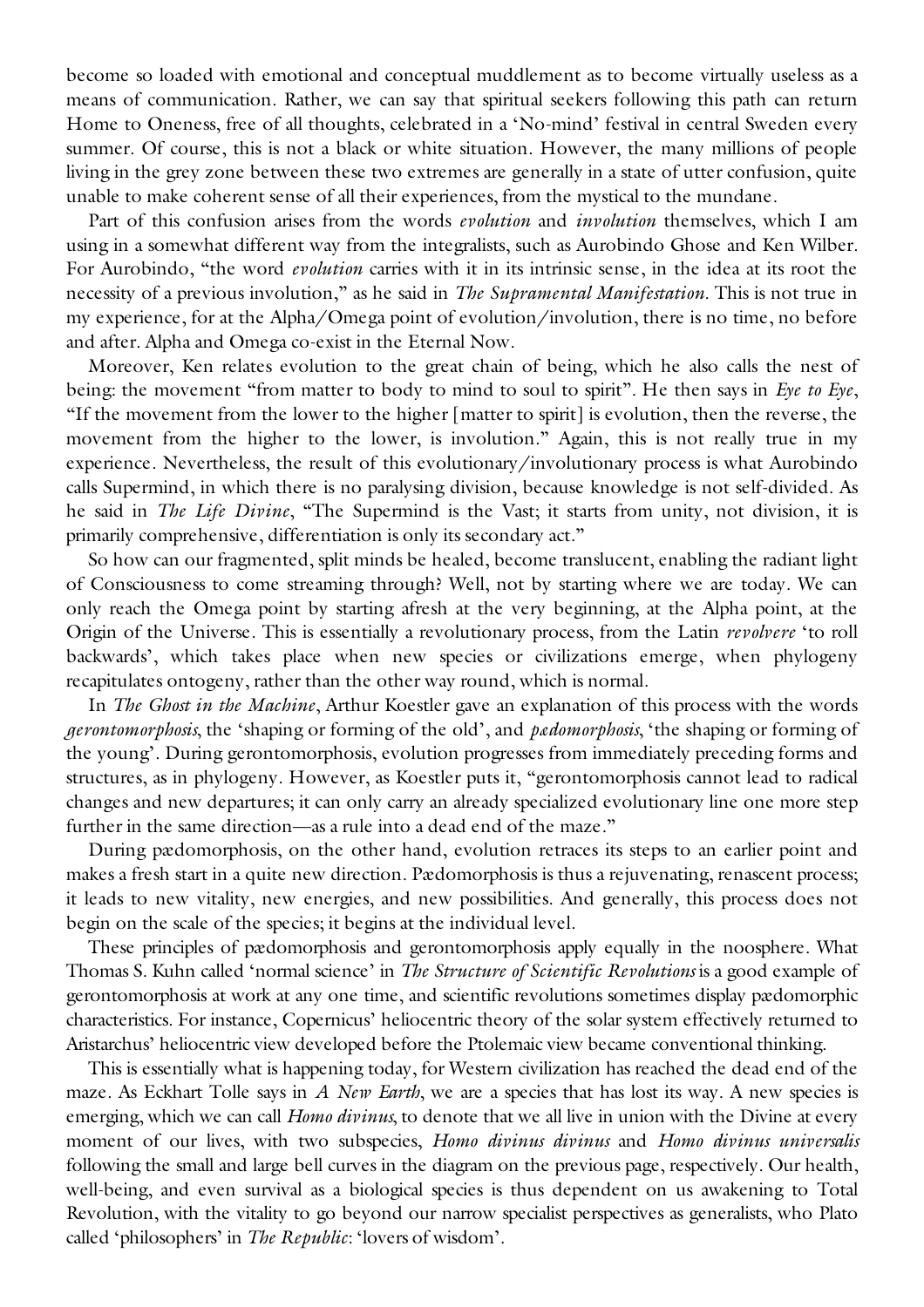become so loaded with emotional and conceptual muddlement as to become virtually useless as a means of communication. Rather, we can say that spiritual seekers following this path can return Home to Oneness, free of all thoughts, celebrated in a 'No-mind' festival in central Sweden every summer. Of course, this is not a black or white situation. However, the many millions of people living in the grey zone between these two extremes are generally in a state of utter confusion, quite unable to make coherent sense of all their experiences, from the mystical to the mundane.

Part of this confusion arises from the words *evolution* and *involution* themselves, which I am using in a somewhat different way from the integralists, such as Aurobindo Ghose and Ken Wilber. For Aurobindo, "the word *evolution* carries with it in its intrinsic sense, in the idea at its root the necessity of a previous involution," as he said in *The Supramental Manifestation*. This is not true in my experience, for at the Alpha/Omega point of evolution/involution, there is no time, no before and after. Alpha and Omega co-exist in the Eternal Now.

Moreover, Ken relates evolution to the great chain of being, which he also calls the nest of being: the movement "from matter to body to mind to soul to spirit". He then says in *Eye to Eye*, "If the movement from the lower to the higher [matter to spirit] is evolution, then the reverse, the movement from the higher to the lower, is involution." Again, this is not really true in my experience. Nevertheless, the result of this evolutionary/involutionary process is what Aurobindo calls Supermind, in which there is no paralysing division, because knowledge is not self-divided. As he said in *The Life Divine*, "The Supermind is the Vast; it starts from unity, not division, it is primarily comprehensive, differentiation is only its secondary act."

So how can our fragmented, split minds be healed, become translucent, enabling the radiant light of Consciousness to come streaming through? Well, not by starting where we are today. We can only reach the Omega point by starting afresh at the very beginning, at the Alpha point, at the Origin of the Universe. This is essentially a revolutionary process, from the Latin *revolvere* 'to roll backwards', which takes place when new species or civilizations emerge, when phylogeny recapitulates ontogeny, rather than the other way round, which is normal.

In *The Ghost in the Machine*, Arthur Koestler gave an explanation of this process with the words *gerontomorphosis*, the 'shaping or forming of the old', and *pædomorphosis*, 'the shaping or forming of the young'. During gerontomorphosis, evolution progresses from immediately preceding forms and structures, as in phylogeny. However, as Koestler puts it, "gerontomorphosis cannot lead to radical changes and new departures; it can only carry an already specialized evolutionary line one more step further in the same direction—as a rule into a dead end of the maze."

During pædomorphosis, on the other hand, evolution retraces its steps to an earlier point and makes a fresh start in a quite new direction. Pædomorphosis is thus a rejuvenating, renascent process; it leads to new vitality, new energies, and new possibilities. And generally, this process does not begin on the scale of the species; it begins at the individual level.

These principles of pædomorphosis and gerontomorphosis apply equally in the noosphere. What Thomas S. Kuhn called 'normal science' in *The Structure of Scientific Revolutions* is a good example of gerontomorphosis at work at any one time, and scientific revolutions sometimes display pædomorphic characteristics. For instance, Copernicus' heliocentric theory of the solar system effectively returned to Aristarchus' heliocentric view developed before the Ptolemaic view became conventional thinking.

This is essentially what is happening today, for Western civilization has reached the dead end of the maze. As Eckhart Tolle says in *A New Earth*, we are a species that has lost its way. A new species is emerging, which we can call *Homo divinus*, to denote that we all live in union with the Divine at every moment of our lives, with two subspecies, *Homo divinus divinus* and *Homo divinus universalis* following the small and large bell curves in the diagram on the previous page, respectively. Our health, well-being, and even survival as a biological species is thus dependent on us awakening to Total Revolution, with the vitality to go beyond our narrow specialist perspectives as generalists, who Plato called 'philosophers' in *The Republic*: 'lovers of wisdom'.